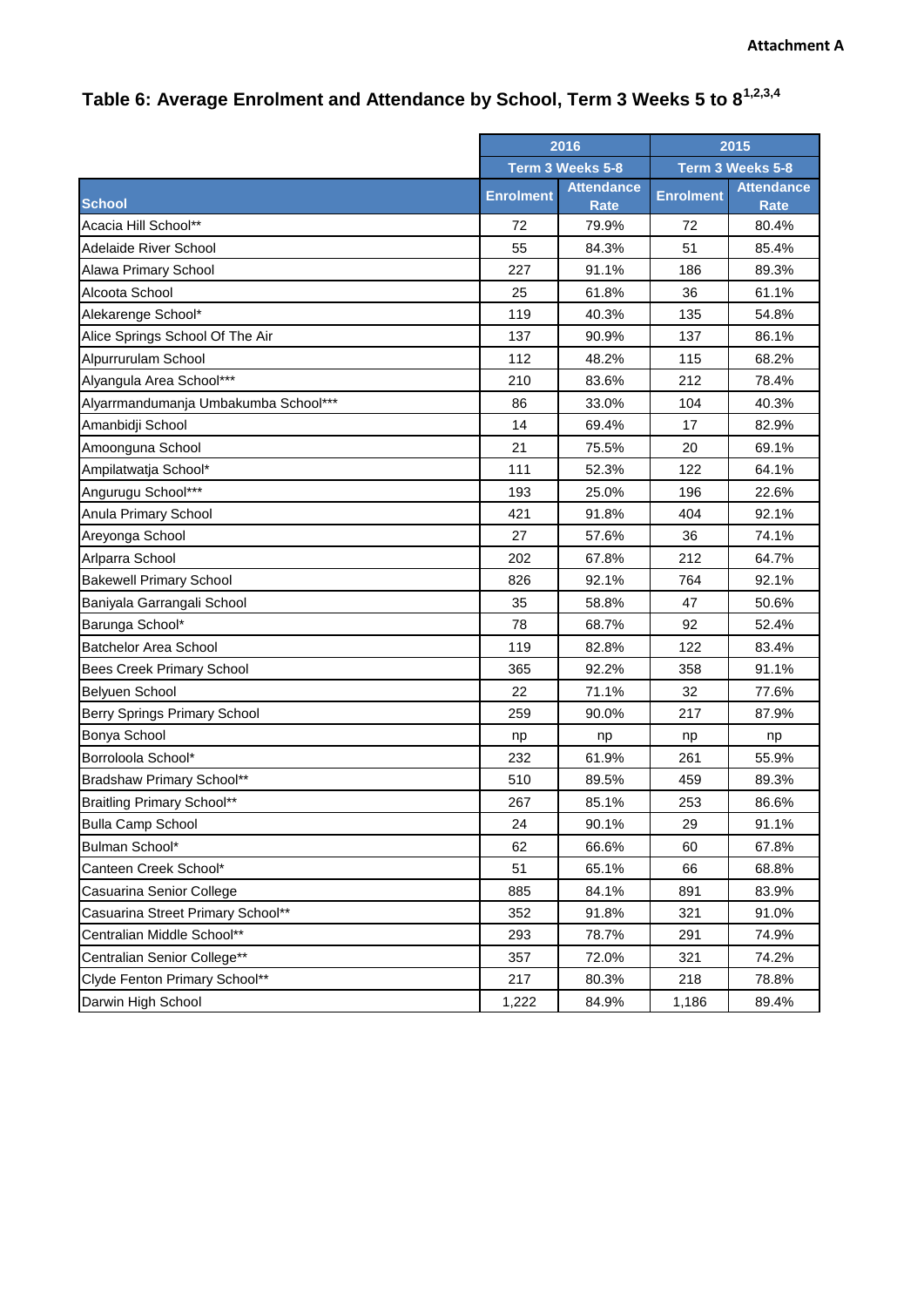Attachment A

# Table 6: Average Enrolment and Attendance by School, Term 3 Weeks 5 to 8[1,2,3,4]

| | 2016 | | 2015 | |
|---|---|---|---|---|
| | Term 3 Weeks 5-8 | | Term 3 Weeks 5-8 | |
| School | Enrolment | Attendance Rate | Enrolment | Attendance Rate |
| Acacia Hill School** | 72 | 79.9% | 72 | 80.4% |
| Adelaide River School | 55 | 84.3% | 51 | 85.4% |
| Alawa Primary School | 227 | 91.1% | 186 | 89.3% |
| Alcoota School | 25 | 61.8% | 36 | 61.1% |
| Alekarenge School* | 119 | 40.3% | 135 | 54.8% |
| Alice Springs School Of The Air | 137 | 90.9% | 137 | 86.1% |
| Alpurrurulam School | 112 | 48.2% | 115 | 68.2% |
| Alyangula Area School*** | 210 | 83.6% | 212 | 78.4% |
| Alyarrmandumanja Umbakumba School*** | 86 | 33.0% | 104 | 40.3% |
| Amanbidji School | 14 | 69.4% | 17 | 82.9% |
| Amoonguna School | 21 | 75.5% | 20 | 69.1% |
| Ampilatwatja School* | 111 | 52.3% | 122 | 64.1% |
| Angurugu School*** | 193 | 25.0% | 196 | 22.6% |
| Anula Primary School | 421 | 91.8% | 404 | 92.1% |
| Areyonga School | 27 | 57.6% | 36 | 74.1% |
| Arlparra School | 202 | 67.8% | 212 | 64.7% |
| Bakewell Primary School | 826 | 92.1% | 764 | 92.1% |
| Baniyala Garrangali School | 35 | 58.8% | 47 | 50.6% |
| Barunga School* | 78 | 68.7% | 92 | 52.4% |
| Batchelor Area School | 119 | 82.8% | 122 | 83.4% |
| Bees Creek Primary School | 365 | 92.2% | 358 | 91.1% |
| Belyuen School | 22 | 71.1% | 32 | 77.6% |
| Berry Springs Primary School | 259 | 90.0% | 217 | 87.9% |
| Bonya School | np | np | np | np |
| Borroloola School* | 232 | 61.9% | 261 | 55.9% |
| Bradshaw Primary School** | 510 | 89.5% | 459 | 89.3% |
| Braitling Primary School** | 267 | 85.1% | 253 | 86.6% |
| Bulla Camp School | 24 | 90.1% | 29 | 91.1% |
| Bulman School* | 62 | 66.6% | 60 | 67.8% |
| Canteen Creek School* | 51 | 65.1% | 66 | 68.8% |
| Casuarina Senior College | 885 | 84.1% | 891 | 83.9% |
| Casuarina Street Primary School** | 352 | 91.8% | 321 | 91.0% |
| Centralian Middle School** | 293 | 78.7% | 291 | 74.9% |
| Centralian Senior College** | 357 | 72.0% | 321 | 74.2% |
| Clyde Fenton Primary School** | 217 | 80.3% | 218 | 78.8% |
| Darwin High School | 1,222 | 84.9% | 1,186 | 89.4% |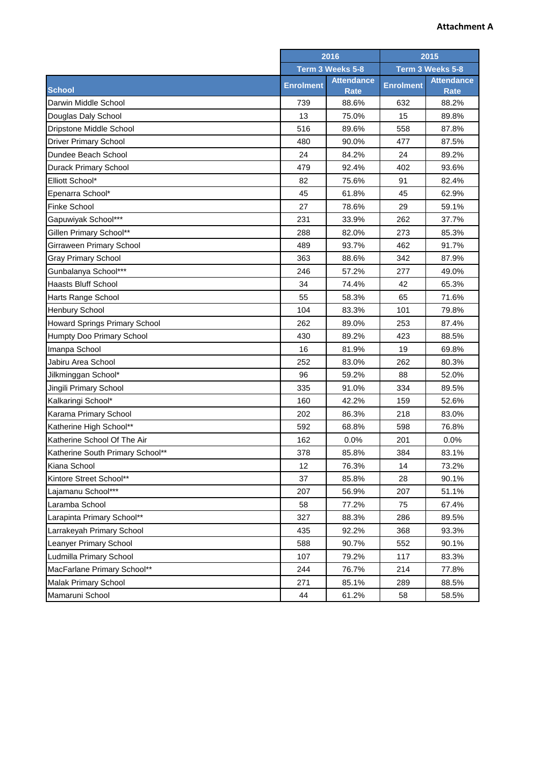**Attachment A**

| School | 2016 Term 3 Weeks 5-8 Enrolment | 2016 Term 3 Weeks 5-8 Attendance Rate | 2015 Term 3 Weeks 5-8 Enrolment | 2015 Term 3 Weeks 5-8 Attendance Rate |
|---|---|---|---|---|
| Darwin Middle School | 739 | 88.6% | 632 | 88.2% |
| Douglas Daly School | 13 | 75.0% | 15 | 89.8% |
| Dripstone Middle School | 516 | 89.6% | 558 | 87.8% |
| Driver Primary School | 480 | 90.0% | 477 | 87.5% |
| Dundee Beach School | 24 | 84.2% | 24 | 89.2% |
| Durack Primary School | 479 | 92.4% | 402 | 93.6% |
| Elliott School* | 82 | 75.6% | 91 | 82.4% |
| Epenarra School* | 45 | 61.8% | 45 | 62.9% |
| Finke School | 27 | 78.6% | 29 | 59.1% |
| Gapuwiyak School*** | 231 | 33.9% | 262 | 37.7% |
| Gillen Primary School** | 288 | 82.0% | 273 | 85.3% |
| Girraween Primary School | 489 | 93.7% | 462 | 91.7% |
| Gray Primary School | 363 | 88.6% | 342 | 87.9% |
| Gunbalanya School*** | 246 | 57.2% | 277 | 49.0% |
| Haasts Bluff School | 34 | 74.4% | 42 | 65.3% |
| Harts Range School | 55 | 58.3% | 65 | 71.6% |
| Henbury School | 104 | 83.3% | 101 | 79.8% |
| Howard Springs Primary School | 262 | 89.0% | 253 | 87.4% |
| Humpty Doo Primary School | 430 | 89.2% | 423 | 88.5% |
| Imanpa School | 16 | 81.9% | 19 | 69.8% |
| Jabiru Area School | 252 | 83.0% | 262 | 80.3% |
| Jilkminggan School* | 96 | 59.2% | 88 | 52.0% |
| Jingili Primary School | 335 | 91.0% | 334 | 89.5% |
| Kalkaringi School* | 160 | 42.2% | 159 | 52.6% |
| Karama Primary School | 202 | 86.3% | 218 | 83.0% |
| Katherine High School** | 592 | 68.8% | 598 | 76.8% |
| Katherine School Of The Air | 162 | 0.0% | 201 | 0.0% |
| Katherine South Primary School** | 378 | 85.8% | 384 | 83.1% |
| Kiana School | 12 | 76.3% | 14 | 73.2% |
| Kintore Street School** | 37 | 85.8% | 28 | 90.1% |
| Lajamanu School*** | 207 | 56.9% | 207 | 51.1% |
| Laramba School | 58 | 77.2% | 75 | 67.4% |
| Larapinta Primary School** | 327 | 88.3% | 286 | 89.5% |
| Larrakeyah Primary School | 435 | 92.2% | 368 | 93.3% |
| Leanyer Primary School | 588 | 90.7% | 552 | 90.1% |
| Ludmilla Primary School | 107 | 79.2% | 117 | 83.3% |
| MacFarlane Primary School** | 244 | 76.7% | 214 | 77.8% |
| Malak Primary School | 271 | 85.1% | 289 | 88.5% |
| Mamaruni School | 44 | 61.2% | 58 | 58.5% |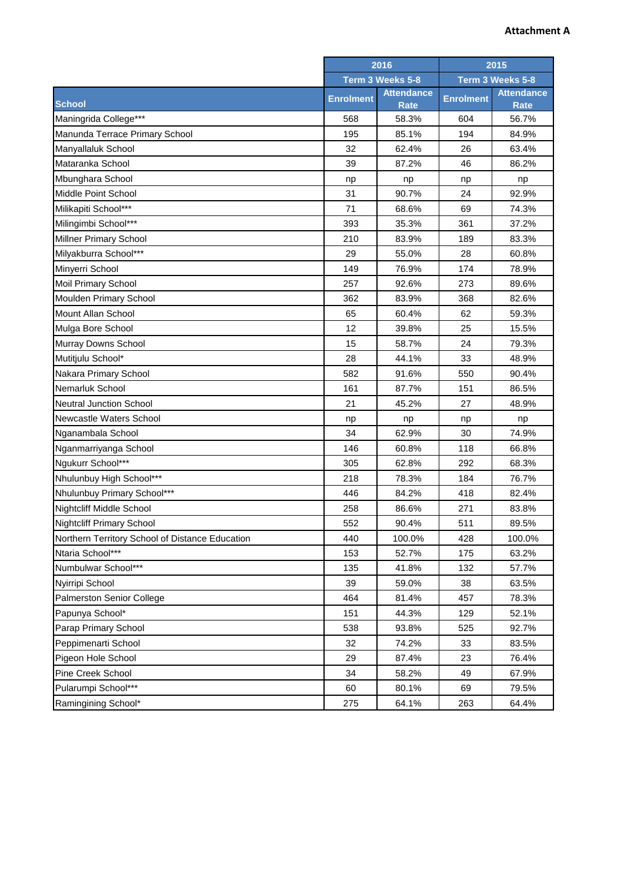**Attachment A**

| School | 2016 | | 2015 | |
|---|---|---|---|---|
| | Term 3 Weeks 5-8 | | Term 3 Weeks 5-8 | |
| | Enrolment | Attendance Rate | Enrolment | Attendance Rate |
| Maningrida College*** | 568 | 58.3% | 604 | 56.7% |
| Manunda Terrace Primary School | 195 | 85.1% | 194 | 84.9% |
| Manyallaluk School | 32 | 62.4% | 26 | 63.4% |
| Mataranka School | 39 | 87.2% | 46 | 86.2% |
| Mbunghara School | np | np | np | np |
| Middle Point School | 31 | 90.7% | 24 | 92.9% |
| Milikapiti School*** | 71 | 68.6% | 69 | 74.3% |
| Milingimbi School*** | 393 | 35.3% | 361 | 37.2% |
| Millner Primary School | 210 | 83.9% | 189 | 83.3% |
| Milyakburra School*** | 29 | 55.0% | 28 | 60.8% |
| Minyerri School | 149 | 76.9% | 174 | 78.9% |
| Moil Primary School | 257 | 92.6% | 273 | 89.6% |
| Moulden Primary School | 362 | 83.9% | 368 | 82.6% |
| Mount Allan School | 65 | 60.4% | 62 | 59.3% |
| Mulga Bore School | 12 | 39.8% | 25 | 15.5% |
| Murray Downs School | 15 | 58.7% | 24 | 79.3% |
| Mutitjulu School* | 28 | 44.1% | 33 | 48.9% |
| Nakara Primary School | 582 | 91.6% | 550 | 90.4% |
| Nemarluk School | 161 | 87.7% | 151 | 86.5% |
| Neutral Junction School | 21 | 45.2% | 27 | 48.9% |
| Newcastle Waters School | np | np | np | np |
| Nganambala School | 34 | 62.9% | 30 | 74.9% |
| Nganmarriyanga School | 146 | 60.8% | 118 | 66.8% |
| Ngukurr School*** | 305 | 62.8% | 292 | 68.3% |
| Nhulunbuy High School*** | 218 | 78.3% | 184 | 76.7% |
| Nhulunbuy Primary School*** | 446 | 84.2% | 418 | 82.4% |
| Nightcliff Middle School | 258 | 86.6% | 271 | 83.8% |
| Nightcliff Primary School | 552 | 90.4% | 511 | 89.5% |
| Northern Territory School of Distance Education | 440 | 100.0% | 428 | 100.0% |
| Ntaria School*** | 153 | 52.7% | 175 | 63.2% |
| Numbulwar School*** | 135 | 41.8% | 132 | 57.7% |
| Nyirripi School | 39 | 59.0% | 38 | 63.5% |
| Palmerston Senior College | 464 | 81.4% | 457 | 78.3% |
| Papunya School* | 151 | 44.3% | 129 | 52.1% |
| Parap Primary School | 538 | 93.8% | 525 | 92.7% |
| Peppimenarti School | 32 | 74.2% | 33 | 83.5% |
| Pigeon Hole School | 29 | 87.4% | 23 | 76.4% |
| Pine Creek School | 34 | 58.2% | 49 | 67.9% |
| Pularumpi School*** | 60 | 80.1% | 69 | 79.5% |
| Ramingining School* | 275 | 64.1% | 263 | 64.4% |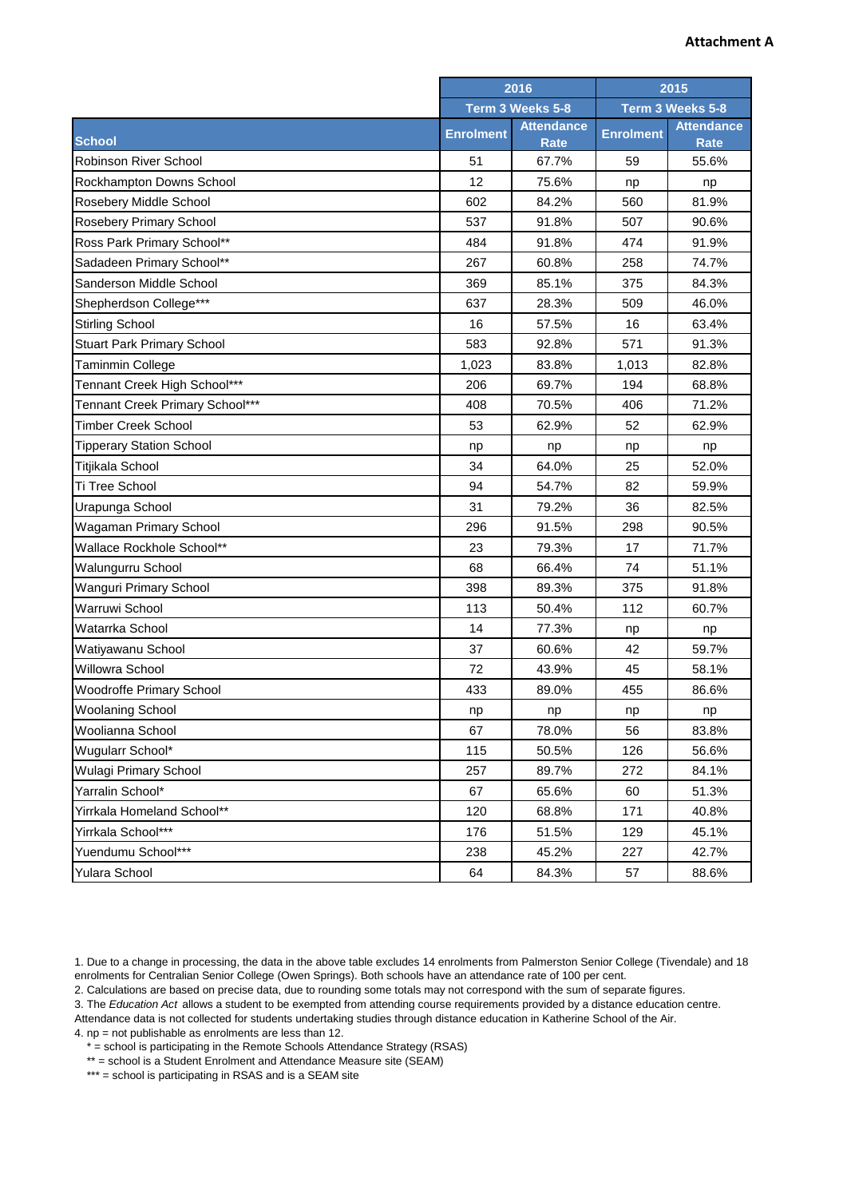**Attachment A**

| | 2016 | | 2015 | |
|---|---|---|---|---|
| | Term 3 Weeks 5-8 | | Term 3 Weeks 5-8 | |
| School | Enrolment | Attendance Rate | Enrolment | Attendance Rate |
| Robinson River School | 51 | 67.7% | 59 | 55.6% |
| Rockhampton Downs School | 12 | 75.6% | np | np |
| Rosebery Middle School | 602 | 84.2% | 560 | 81.9% |
| Rosebery Primary School | 537 | 91.8% | 507 | 90.6% |
| Ross Park Primary School** | 484 | 91.8% | 474 | 91.9% |
| Sadadeen Primary School** | 267 | 60.8% | 258 | 74.7% |
| Sanderson Middle School | 369 | 85.1% | 375 | 84.3% |
| Shepherdson College*** | 637 | 28.3% | 509 | 46.0% |
| Stirling School | 16 | 57.5% | 16 | 63.4% |
| Stuart Park Primary School | 583 | 92.8% | 571 | 91.3% |
| Taminmin College | 1,023 | 83.8% | 1,013 | 82.8% |
| Tennant Creek High School*** | 206 | 69.7% | 194 | 68.8% |
| Tennant Creek Primary School*** | 408 | 70.5% | 406 | 71.2% |
| Timber Creek School | 53 | 62.9% | 52 | 62.9% |
| Tipperary Station School | np | np | np | np |
| Titjikala School | 34 | 64.0% | 25 | 52.0% |
| Ti Tree School | 94 | 54.7% | 82 | 59.9% |
| Urapunga School | 31 | 79.2% | 36 | 82.5% |
| Wagaman Primary School | 296 | 91.5% | 298 | 90.5% |
| Wallace Rockhole School** | 23 | 79.3% | 17 | 71.7% |
| Walungurru School | 68 | 66.4% | 74 | 51.1% |
| Wanguri Primary School | 398 | 89.3% | 375 | 91.8% |
| Warruwi School | 113 | 50.4% | 112 | 60.7% |
| Watarrka School | 14 | 77.3% | np | np |
| Watiyawanu School | 37 | 60.6% | 42 | 59.7% |
| Willowra School | 72 | 43.9% | 45 | 58.1% |
| Woodroffe Primary School | 433 | 89.0% | 455 | 86.6% |
| Woolaning School | np | np | np | np |
| Woolianna School | 67 | 78.0% | 56 | 83.8% |
| Wugularr School* | 115 | 50.5% | 126 | 56.6% |
| Wulagi Primary School | 257 | 89.7% | 272 | 84.1% |
| Yarralin School* | 67 | 65.6% | 60 | 51.3% |
| Yirrkala Homeland School** | 120 | 68.8% | 171 | 40.8% |
| Yirrkala School*** | 176 | 51.5% | 129 | 45.1% |
| Yuendumu School*** | 238 | 45.2% | 227 | 42.7% |
| Yulara School | 64 | 84.3% | 57 | 88.6% |

1. Due to a change in processing, the data in the above table excludes 14 enrolments from Palmerston Senior College (Tivendale) and 18 enrolments for Centralian Senior College (Owen Springs). Both schools have an attendance rate of 100 per cent.
2. Calculations are based on precise data, due to rounding some totals may not correspond with the sum of separate figures.
3. The *Education Act* allows a student to be exempted from attending course requirements provided by a distance education centre. Attendance data is not collected for students undertaking studies through distance education in Katherine School of the Air.
4. np = not publishable as enrolments are less than 12.

\* = school is participating in the Remote Schools Attendance Strategy (RSAS)

** = school is a Student Enrolment and Attendance Measure site (SEAM)

*** = school is participating in RSAS and is a SEAM site